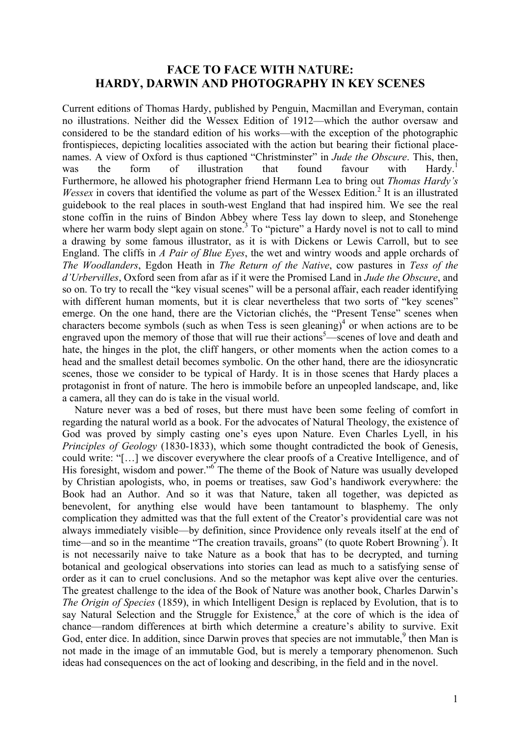# FACE TO FACE WITH NATURE: HARDY, DARWIN AND PHOTOGRAPHY IN KEY SCENES

Current editions of Thomas Hardy, published by Penguin, Macmillan and Everyman, contain no illustrations. Neither did the Wessex Edition of 1912—which the author oversaw and considered to be the standard edition of his works—with the exception of the photographic frontispieces, depicting localities associated with the action but bearing their fictional place-names. A view of Oxford is thus captioned "Christminster" in *Jude the Obscure*. This, then, was the form of illustration that found favour with Hardy.[1] Furthermore, he allowed his photographer friend Hermann Lea to bring out *Thomas Hardy's Wessex* in covers that identified the volume as part of the Wessex Edition.[2] It is an illustrated guidebook to the real places in south-west England that had inspired him. We see the real stone coffin in the ruins of Bindon Abbey where Tess lay down to sleep, and Stonehenge where her warm body slept again on stone.[3] To "picture" a Hardy novel is not to call to mind a drawing by some famous illustrator, as it is with Dickens or Lewis Carroll, but to see England. The cliffs in *A Pair of Blue Eyes*, the wet and wintry woods and apple orchards of *The Woodlanders*, Egdon Heath in *The Return of the Native*, cow pastures in *Tess of the d'Urbervilles*, Oxford seen from afar as if it were the Promised Land in *Jude the Obscure*, and so on. To try to recall the "key visual scenes" will be a personal affair, each reader identifying with different human moments, but it is clear nevertheless that two sorts of "key scenes" emerge. On the one hand, there are the Victorian clichés, the "Present Tense" scenes when characters become symbols (such as when Tess is seen gleaning)[4] or when actions are to be engraved upon the memory of those that will rue their actions[5]—scenes of love and death and hate, the hinges in the plot, the cliff hangers, or other moments when the action comes to a head and the smallest detail becomes symbolic. On the other hand, there are the idiosyncratic scenes, those we consider to be typical of Hardy. It is in those scenes that Hardy places a protagonist in front of nature. The hero is immobile before an unpeopled landscape, and, like a camera, all they can do is take in the visual world.

Nature never was a bed of roses, but there must have been some feeling of comfort in regarding the natural world as a book. For the advocates of Natural Theology, the existence of God was proved by simply casting one's eyes upon Nature. Even Charles Lyell, in his *Principles of Geology* (1830-1833), which some thought contradicted the book of Genesis, could write: "[…] we discover everywhere the clear proofs of a Creative Intelligence, and of His foresight, wisdom and power."[6] The theme of the Book of Nature was usually developed by Christian apologists, who, in poems or treatises, saw God's handiwork everywhere: the Book had an Author. And so it was that Nature, taken all together, was depicted as benevolent, for anything else would have been tantamount to blasphemy. The only complication they admitted was that the full extent of the Creator's providential care was not always immediately visible—by definition, since Providence only reveals itself at the end of time—and so in the meantime "The creation travails, groans" (to quote Robert Browning[7]). It is not necessarily naive to take Nature as a book that has to be decrypted, and turning botanical and geological observations into stories can lead as much to a satisfying sense of order as it can to cruel conclusions. And so the metaphor was kept alive over the centuries. The greatest challenge to the idea of the Book of Nature was another book, Charles Darwin's *The Origin of Species* (1859), in which Intelligent Design is replaced by Evolution, that is to say Natural Selection and the Struggle for Existence,[8] at the core of which is the idea of chance—random differences at birth which determine a creature's ability to survive. Exit God, enter dice. In addition, since Darwin proves that species are not immutable,[9] then Man is not made in the image of an immutable God, but is merely a temporary phenomenon. Such ideas had consequences on the act of looking and describing, in the field and in the novel.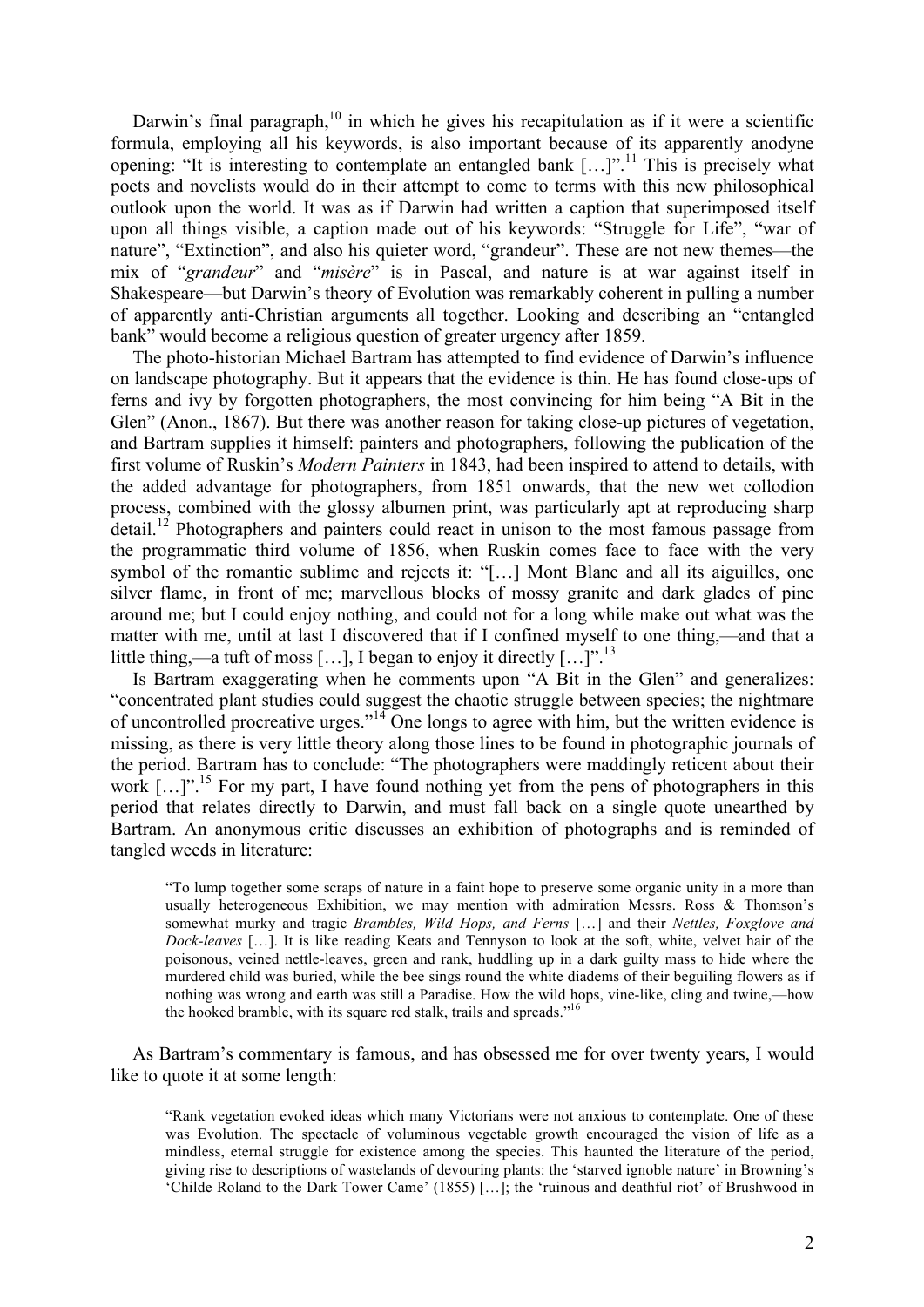Darwin's final paragraph,[10] in which he gives his recapitulation as if it were a scientific formula, employing all his keywords, is also important because of its apparently anodyne opening: "It is interesting to contemplate an entangled bank […]".[11] This is precisely what poets and novelists would do in their attempt to come to terms with this new philosophical outlook upon the world. It was as if Darwin had written a caption that superimposed itself upon all things visible, a caption made out of his keywords: "Struggle for Life", "war of nature", "Extinction", and also his quieter word, "grandeur". These are not new themes—the mix of "*grandeur*" and "*misère*" is in Pascal, and nature is at war against itself in Shakespeare—but Darwin's theory of Evolution was remarkably coherent in pulling a number of apparently anti-Christian arguments all together. Looking and describing an "entangled bank" would become a religious question of greater urgency after 1859.

The photo-historian Michael Bartram has attempted to find evidence of Darwin's influence on landscape photography. But it appears that the evidence is thin. He has found close-ups of ferns and ivy by forgotten photographers, the most convincing for him being "A Bit in the Glen" (Anon., 1867). But there was another reason for taking close-up pictures of vegetation, and Bartram supplies it himself: painters and photographers, following the publication of the first volume of Ruskin's *Modern Painters* in 1843, had been inspired to attend to details, with the added advantage for photographers, from 1851 onwards, that the new wet collodion process, combined with the glossy albumen print, was particularly apt at reproducing sharp detail.[12] Photographers and painters could react in unison to the most famous passage from the programmatic third volume of 1856, when Ruskin comes face to face with the very symbol of the romantic sublime and rejects it: "[…] Mont Blanc and all its aiguilles, one silver flame, in front of me; marvellous blocks of mossy granite and dark glades of pine around me; but I could enjoy nothing, and could not for a long while make out what was the matter with me, until at last I discovered that if I confined myself to one thing,—and that a little thing,—a tuft of moss […], I began to enjoy it directly […]".[13]

Is Bartram exaggerating when he comments upon "A Bit in the Glen" and generalizes: "concentrated plant studies could suggest the chaotic struggle between species; the nightmare of uncontrolled procreative urges."[14] One longs to agree with him, but the written evidence is missing, as there is very little theory along those lines to be found in photographic journals of the period. Bartram has to conclude: "The photographers were maddingly reticent about their work […]".[15] For my part, I have found nothing yet from the pens of photographers in this period that relates directly to Darwin, and must fall back on a single quote unearthed by Bartram. An anonymous critic discusses an exhibition of photographs and is reminded of tangled weeds in literature:

> "To lump together some scraps of nature in a faint hope to preserve some organic unity in a more than usually heterogeneous Exhibition, we may mention with admiration Messrs. Ross & Thomson's somewhat murky and tragic *Brambles, Wild Hops, and Ferns* […] and their *Nettles, Foxglove and Dock-leaves* […]. It is like reading Keats and Tennyson to look at the soft, white, velvet hair of the poisonous, veined nettle-leaves, green and rank, huddling up in a dark guilty mass to hide where the murdered child was buried, while the bee sings round the white diadems of their beguiling flowers as if nothing was wrong and earth was still a Paradise. How the wild hops, vine-like, cling and twine,—how the hooked bramble, with its square red stalk, trails and spreads."[16]

As Bartram's commentary is famous, and has obsessed me for over twenty years, I would like to quote it at some length:

> "Rank vegetation evoked ideas which many Victorians were not anxious to contemplate. One of these was Evolution. The spectacle of voluminous vegetable growth encouraged the vision of life as a mindless, eternal struggle for existence among the species. This haunted the literature of the period, giving rise to descriptions of wastelands of devouring plants: the 'starved ignoble nature' in Browning's 'Childe Roland to the Dark Tower Came' (1855) […]; the 'ruinous and deathful riot' of Brushwood in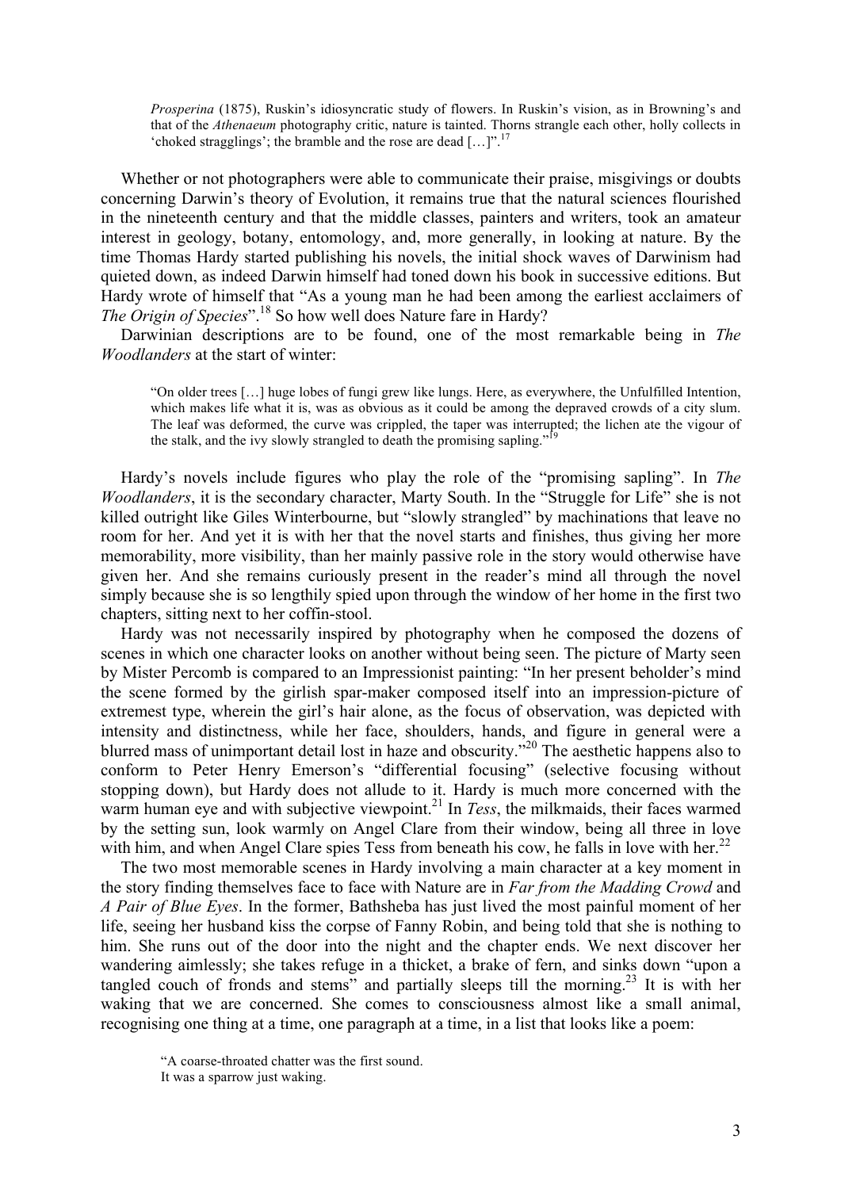> *Prosperina* (1875), Ruskin's idiosyncratic study of flowers. In Ruskin's vision, as in Browning's and that of the *Athenaeum* photography critic, nature is tainted. Thorns strangle each other, holly collects in 'choked stragglings'; the bramble and the rose are dead […]".[17]

Whether or not photographers were able to communicate their praise, misgivings or doubts concerning Darwin's theory of Evolution, it remains true that the natural sciences flourished in the nineteenth century and that the middle classes, painters and writers, took an amateur interest in geology, botany, entomology, and, more generally, in looking at nature. By the time Thomas Hardy started publishing his novels, the initial shock waves of Darwinism had quieted down, as indeed Darwin himself had toned down his book in successive editions. But Hardy wrote of himself that "As a young man he had been among the earliest acclaimers of *The Origin of Species*".[18] So how well does Nature fare in Hardy?

Darwinian descriptions are to be found, one of the most remarkable being in *The Woodlanders* at the start of winter:

> "On older trees […] huge lobes of fungi grew like lungs. Here, as everywhere, the Unfulfilled Intention, which makes life what it is, was as obvious as it could be among the depraved crowds of a city slum. The leaf was deformed, the curve was crippled, the taper was interrupted; the lichen ate the vigour of the stalk, and the ivy slowly strangled to death the promising sapling."[19]

Hardy's novels include figures who play the role of the "promising sapling". In *The Woodlanders*, it is the secondary character, Marty South. In the "Struggle for Life" she is not killed outright like Giles Winterbourne, but "slowly strangled" by machinations that leave no room for her. And yet it is with her that the novel starts and finishes, thus giving her more memorability, more visibility, than her mainly passive role in the story would otherwise have given her. And she remains curiously present in the reader's mind all through the novel simply because she is so lengthily spied upon through the window of her home in the first two chapters, sitting next to her coffin-stool.

Hardy was not necessarily inspired by photography when he composed the dozens of scenes in which one character looks on another without being seen. The picture of Marty seen by Mister Percomb is compared to an Impressionist painting: "In her present beholder's mind the scene formed by the girlish spar-maker composed itself into an impression-picture of extremest type, wherein the girl's hair alone, as the focus of observation, was depicted with intensity and distinctness, while her face, shoulders, hands, and figure in general were a blurred mass of unimportant detail lost in haze and obscurity."[20] The aesthetic happens also to conform to Peter Henry Emerson's "differential focusing" (selective focusing without stopping down), but Hardy does not allude to it. Hardy is much more concerned with the warm human eye and with subjective viewpoint.[21] In *Tess*, the milkmaids, their faces warmed by the setting sun, look warmly on Angel Clare from their window, being all three in love with him, and when Angel Clare spies Tess from beneath his cow, he falls in love with her.[22]

The two most memorable scenes in Hardy involving a main character at a key moment in the story finding themselves face to face with Nature are in *Far from the Madding Crowd* and *A Pair of Blue Eyes*. In the former, Bathsheba has just lived the most painful moment of her life, seeing her husband kiss the corpse of Fanny Robin, and being told that she is nothing to him. She runs out of the door into the night and the chapter ends. We next discover her wandering aimlessly; she takes refuge in a thicket, a brake of fern, and sinks down "upon a tangled couch of fronds and stems" and partially sleeps till the morning.[23] It is with her waking that we are concerned. She comes to consciousness almost like a small animal, recognising one thing at a time, one paragraph at a time, in a list that looks like a poem:

> "A coarse-throated chatter was the first sound.
> It was a sparrow just waking.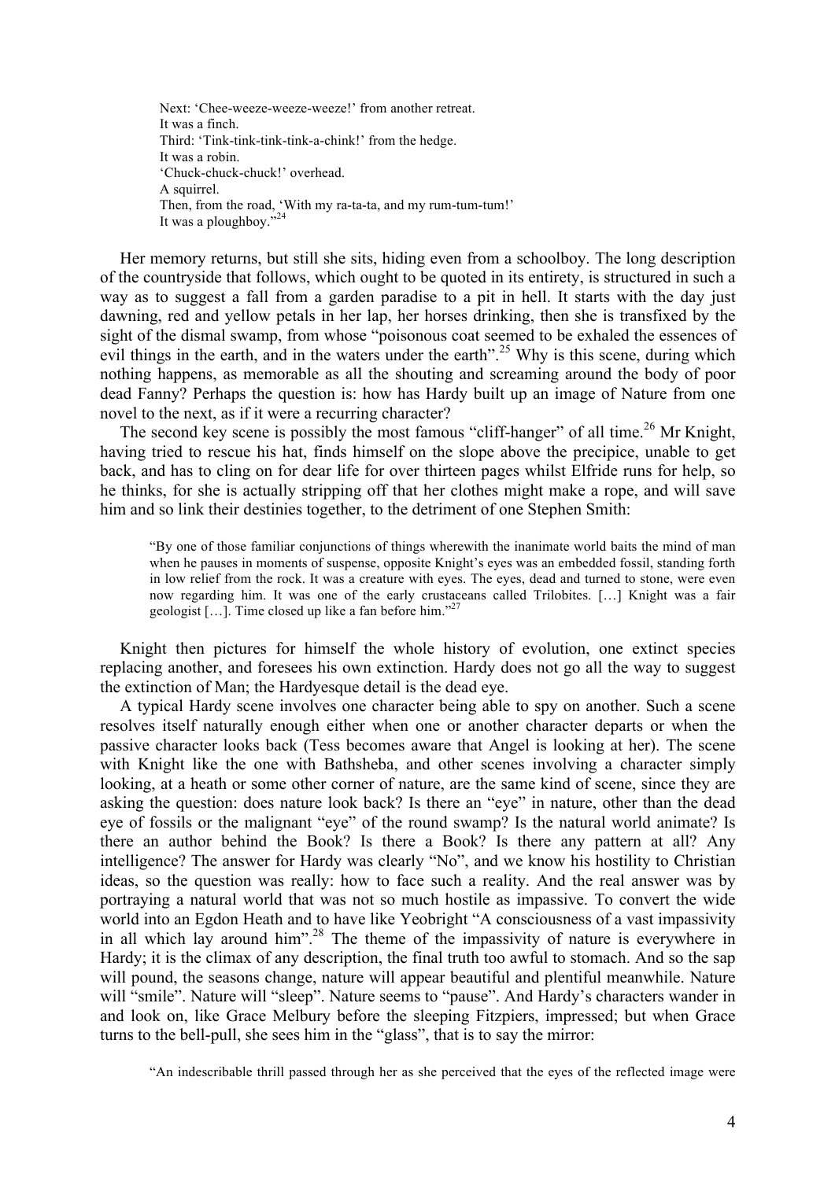> Next: 'Chee-weeze-weeze-weeze!' from another retreat.
> It was a finch.
> Third: 'Tink-tink-tink-tink-a-chink!' from the hedge.
> It was a robin.
> 'Chuck-chuck-chuck!' overhead.
> A squirrel.
> Then, from the road, 'With my ra-ta-ta, and my rum-tum-tum!'
> It was a ploughboy."[24]

Her memory returns, but still she sits, hiding even from a schoolboy. The long description of the countryside that follows, which ought to be quoted in its entirety, is structured in such a way as to suggest a fall from a garden paradise to a pit in hell. It starts with the day just dawning, red and yellow petals in her lap, her horses drinking, then she is transfixed by the sight of the dismal swamp, from whose "poisonous coat seemed to be exhaled the essences of evil things in the earth, and in the waters under the earth".[25] Why is this scene, during which nothing happens, as memorable as all the shouting and screaming around the body of poor dead Fanny? Perhaps the question is: how has Hardy built up an image of Nature from one novel to the next, as if it were a recurring character?

The second key scene is possibly the most famous "cliff-hanger" of all time.[26] Mr Knight, having tried to rescue his hat, finds himself on the slope above the precipice, unable to get back, and has to cling on for dear life for over thirteen pages whilst Elfride runs for help, so he thinks, for she is actually stripping off that her clothes might make a rope, and will save him and so link their destinies together, to the detriment of one Stephen Smith:

> "By one of those familiar conjunctions of things wherewith the inanimate world baits the mind of man when he pauses in moments of suspense, opposite Knight's eyes was an embedded fossil, standing forth in low relief from the rock. It was a creature with eyes. The eyes, dead and turned to stone, were even now regarding him. It was one of the early crustaceans called Trilobites. […] Knight was a fair geologist […]. Time closed up like a fan before him."[27]

Knight then pictures for himself the whole history of evolution, one extinct species replacing another, and foresees his own extinction. Hardy does not go all the way to suggest the extinction of Man; the Hardyesque detail is the dead eye.

A typical Hardy scene involves one character being able to spy on another. Such a scene resolves itself naturally enough either when one or another character departs or when the passive character looks back (Tess becomes aware that Angel is looking at her). The scene with Knight like the one with Bathsheba, and other scenes involving a character simply looking, at a heath or some other corner of nature, are the same kind of scene, since they are asking the question: does nature look back? Is there an "eye" in nature, other than the dead eye of fossils or the malignant "eye" of the round swamp? Is the natural world animate? Is there an author behind the Book? Is there a Book? Is there any pattern at all? Any intelligence? The answer for Hardy was clearly "No", and we know his hostility to Christian ideas, so the question was really: how to face such a reality. And the real answer was by portraying a natural world that was not so much hostile as impassive. To convert the wide world into an Egdon Heath and to have like Yeobright "A consciousness of a vast impassivity in all which lay around him".[28] The theme of the impassivity of nature is everywhere in Hardy; it is the climax of any description, the final truth too awful to stomach. And so the sap will pound, the seasons change, nature will appear beautiful and plentiful meanwhile. Nature will "smile". Nature will "sleep". Nature seems to "pause". And Hardy's characters wander in and look on, like Grace Melbury before the sleeping Fitzpiers, impressed; but when Grace turns to the bell-pull, she sees him in the "glass", that is to say the mirror:

> "An indescribable thrill passed through her as she perceived that the eyes of the reflected image were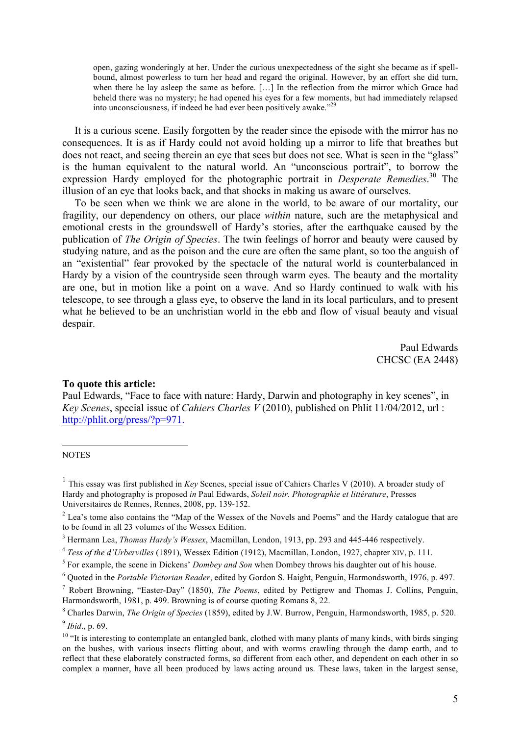> open, gazing wonderingly at her. Under the curious unexpectedness of the sight she became as if spell-bound, almost powerless to turn her head and regard the original. However, by an effort she did turn, when there he lay asleep the same as before. […] In the reflection from the mirror which Grace had beheld there was no mystery; he had opened his eyes for a few moments, but had immediately relapsed into unconsciousness, if indeed he had ever been positively awake."[29]

It is a curious scene. Easily forgotten by the reader since the episode with the mirror has no consequences. It is as if Hardy could not avoid holding up a mirror to life that breathes but does not react, and seeing therein an eye that sees but does not see. What is seen in the "glass" is the human equivalent to the natural world. An "unconscious portrait", to borrow the expression Hardy employed for the photographic portrait in *Desperate Remedies*.[30] The illusion of an eye that looks back, and that shocks in making us aware of ourselves.

To be seen when we think we are alone in the world, to be aware of our mortality, our fragility, our dependency on others, our place *within* nature, such are the metaphysical and emotional crests in the groundswell of Hardy's stories, after the earthquake caused by the publication of *The Origin of Species*. The twin feelings of horror and beauty were caused by studying nature, and as the poison and the cure are often the same plant, so too the anguish of an "existential" fear provoked by the spectacle of the natural world is counterbalanced in Hardy by a vision of the countryside seen through warm eyes. The beauty and the mortality are one, but in motion like a point on a wave. And so Hardy continued to walk with his telescope, to see through a glass eye, to observe the land in its local particulars, and to present what he believed to be an unchristian world in the ebb and flow of visual beauty and visual despair.

Paul Edwards
CHCSC (EA 2448)

**To quote this article:**
Paul Edwards, "Face to face with nature: Hardy, Darwin and photography in key scenes", in *Key Scenes*, special issue of *Cahiers Charles V* (2010), published on Phlit 11/04/2012, url : http://phlit.org/press/?p=971.

NOTES

[1] This essay was first published in *Key* Scenes, special issue of Cahiers Charles V (2010). A broader study of Hardy and photography is proposed *in* Paul Edwards, *Soleil noir. Photographie et littérature*, Presses Universitaires de Rennes, Rennes, 2008, pp. 139-152.

[2] Lea's tome also contains the "Map of the Wessex of the Novels and Poems" and the Hardy catalogue that are to be found in all 23 volumes of the Wessex Edition.

[3] Hermann Lea, *Thomas Hardy's Wessex*, Macmillan, London, 1913, pp. 293 and 445-446 respectively.

[4] *Tess of the d'Urbervilles* (1891), Wessex Edition (1912), Macmillan, London, 1927, chapter XIV, p. 111.

[5] For example, the scene in Dickens' *Dombey and Son* when Dombey throws his daughter out of his house.

[6] Quoted in the *Portable Victorian Reader*, edited by Gordon S. Haight, Penguin, Harmondsworth, 1976, p. 497.

[7] Robert Browning, "Easter-Day" (1850), *The Poems*, edited by Pettigrew and Thomas J. Collins, Penguin, Harmondsworth, 1981, p. 499. Browning is of course quoting Romans 8, 22.

[8] Charles Darwin, *The Origin of Species* (1859), edited by J.W. Burrow, Penguin, Harmondsworth, 1985, p. 520.

[9] *Ibid*., p. 69.

[10] "It is interesting to contemplate an entangled bank, clothed with many plants of many kinds, with birds singing on the bushes, with various insects flitting about, and with worms crawling through the damp earth, and to reflect that these elaborately constructed forms, so different from each other, and dependent on each other in so complex a manner, have all been produced by laws acting around us. These laws, taken in the largest sense,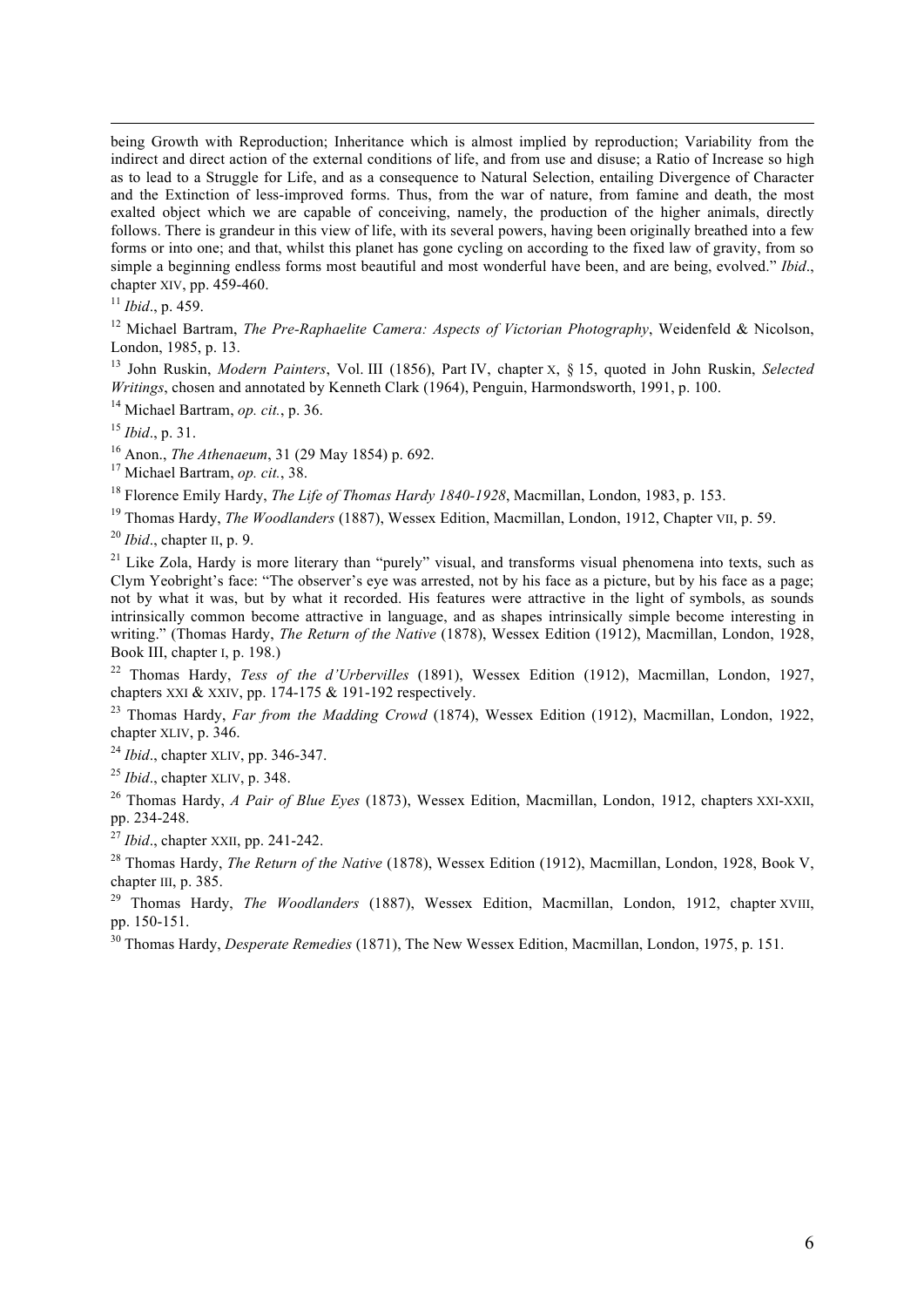being Growth with Reproduction; Inheritance which is almost implied by reproduction; Variability from the indirect and direct action of the external conditions of life, and from use and disuse; a Ratio of Increase so high as to lead to a Struggle for Life, and as a consequence to Natural Selection, entailing Divergence of Character and the Extinction of less-improved forms. Thus, from the war of nature, from famine and death, the most exalted object which we are capable of conceiving, namely, the production of the higher animals, directly follows. There is grandeur in this view of life, with its several powers, having been originally breathed into a few forms or into one; and that, whilst this planet has gone cycling on according to the fixed law of gravity, from so simple a beginning endless forms most beautiful and most wonderful have been, and are being, evolved." *Ibid*., chapter XIV, pp. 459-460.

[11] *Ibid*., p. 459.

[12] Michael Bartram, *The Pre-Raphaelite Camera: Aspects of Victorian Photography*, Weidenfeld & Nicolson, London, 1985, p. 13.

[13] John Ruskin, *Modern Painters*, Vol. III (1856), Part IV, chapter X, § 15, quoted in John Ruskin, *Selected Writings*, chosen and annotated by Kenneth Clark (1964), Penguin, Harmondsworth, 1991, p. 100.

[14] Michael Bartram, *op. cit.*, p. 36.

[15] *Ibid*., p. 31.

[16] Anon., *The Athenaeum*, 31 (29 May 1854) p. 692.

[17] Michael Bartram, *op. cit.*, 38.

[18] Florence Emily Hardy, *The Life of Thomas Hardy 1840-1928*, Macmillan, London, 1983, p. 153.

[19] Thomas Hardy, *The Woodlanders* (1887), Wessex Edition, Macmillan, London, 1912, Chapter VII, p. 59.

[20] *Ibid*., chapter II, p. 9.

[21] Like Zola, Hardy is more literary than "purely" visual, and transforms visual phenomena into texts, such as Clym Yeobright's face: "The observer's eye was arrested, not by his face as a picture, but by his face as a page; not by what it was, but by what it recorded. His features were attractive in the light of symbols, as sounds intrinsically common become attractive in language, and as shapes intrinsically simple become interesting in writing." (Thomas Hardy, *The Return of the Native* (1878), Wessex Edition (1912), Macmillan, London, 1928, Book III, chapter I, p. 198.)

[22] Thomas Hardy, *Tess of the d'Urbervilles* (1891), Wessex Edition (1912), Macmillan, London, 1927, chapters XXI & XXIV, pp. 174-175 & 191-192 respectively.

[23] Thomas Hardy, *Far from the Madding Crowd* (1874), Wessex Edition (1912), Macmillan, London, 1922, chapter XLIV, p. 346.

[24] *Ibid*., chapter XLIV, pp. 346-347.

[25] *Ibid*., chapter XLIV, p. 348.

[26] Thomas Hardy, *A Pair of Blue Eyes* (1873), Wessex Edition, Macmillan, London, 1912, chapters XXI-XXII, pp. 234-248.

[27] *Ibid*., chapter XXII, pp. 241-242.

[28] Thomas Hardy, *The Return of the Native* (1878), Wessex Edition (1912), Macmillan, London, 1928, Book V, chapter III, p. 385.

[29] Thomas Hardy, *The Woodlanders* (1887), Wessex Edition, Macmillan, London, 1912, chapter XVIII, pp. 150-151.

[30] Thomas Hardy, *Desperate Remedies* (1871), The New Wessex Edition, Macmillan, London, 1975, p. 151.